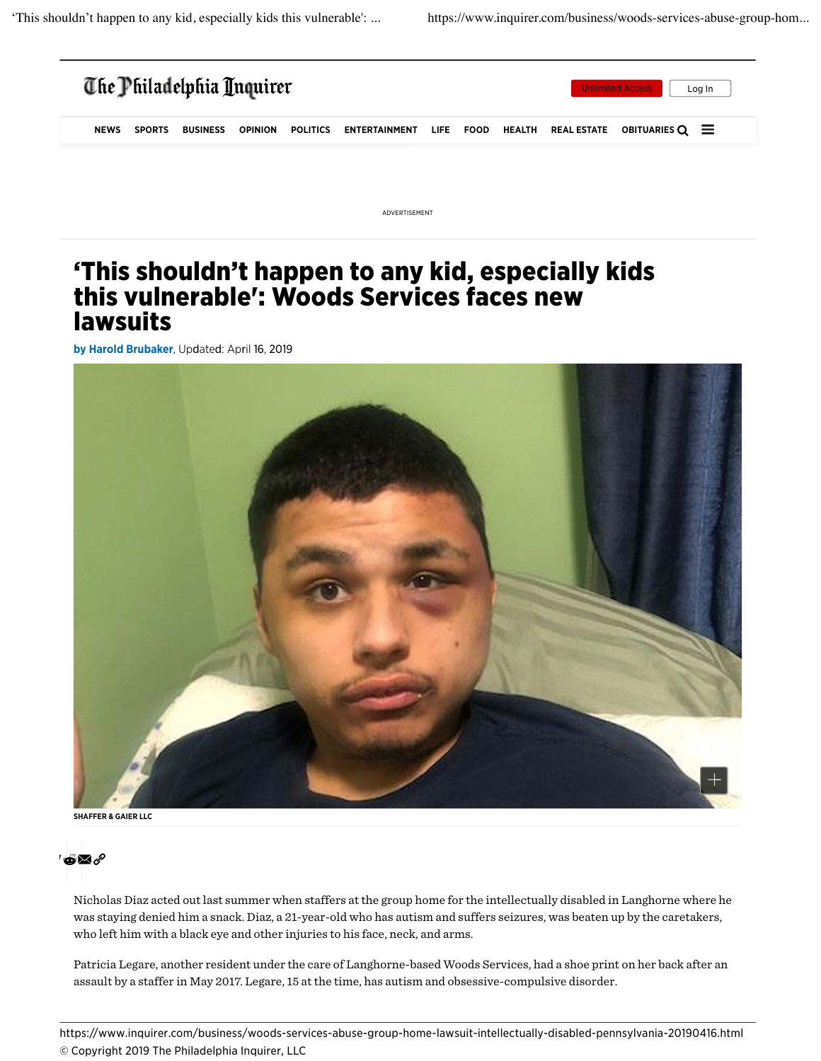# 'This shouldn't happen to any kid, especially kids this vulnerable': Woods Services faces new lawsuits

by Harold Brubaker, Updated: April 16, 2019

SHAFFER & GAIER LLC

Nicholas Diaz acted out last summer when staffers at the group home for the intellectually disabled in Langhorne where he was staying denied him a snack. Diaz, a 21-year-old who has autism and suffers seizures, was beaten up by the caretakers, who left him with a black eye and other injuries to his face, neck, and arms.

Patricia Legare, another resident under the care of Langhorne-based Woods Services, had a shoe print on her back after an assault by a staffer in May 2017. Legare, 15 at the time, has autism and obsessive-compulsive disorder.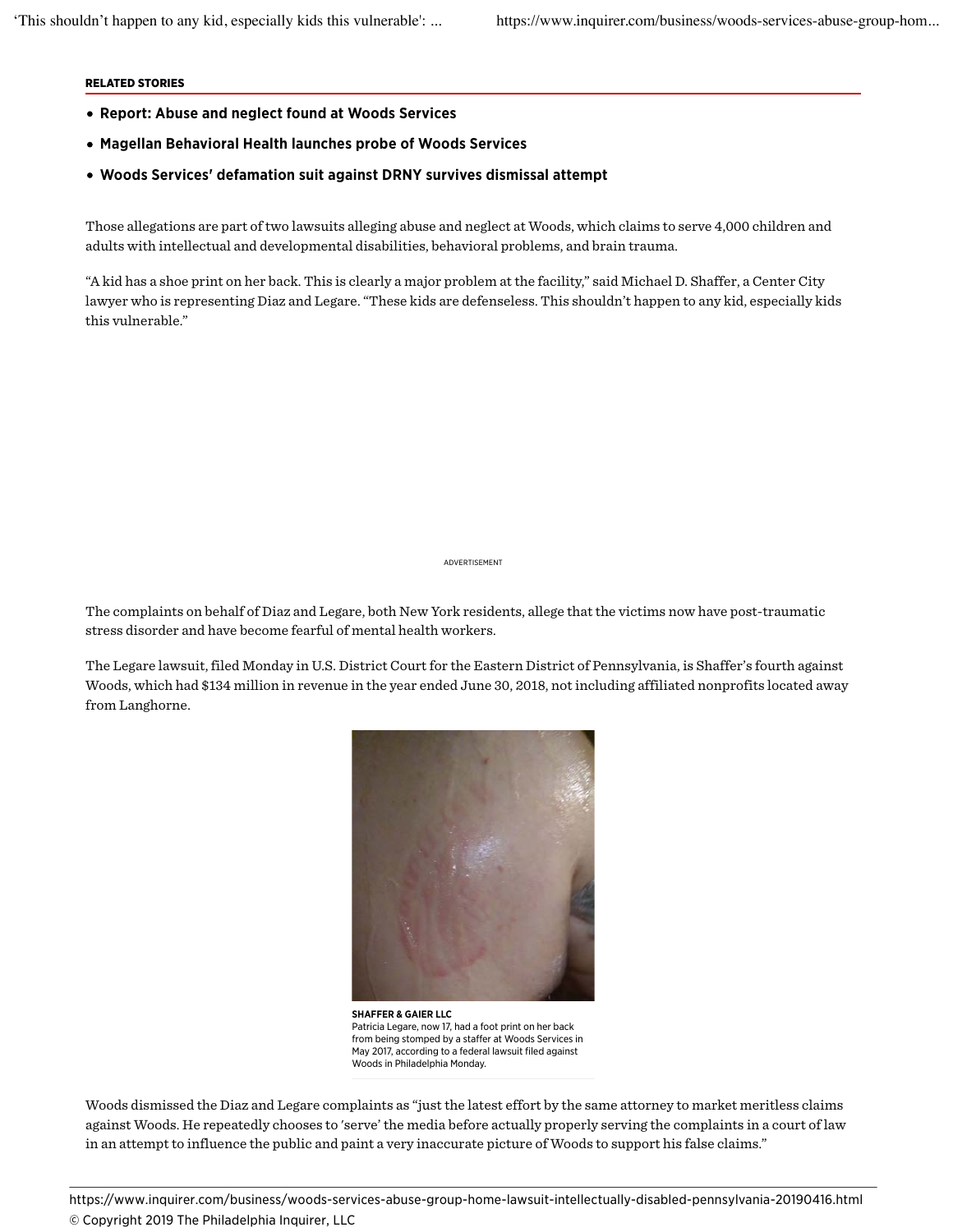**RELATED STORIES**

- **Report: Abuse and neglect found at Woods Services**
- **Magellan Behavioral Health launches probe of Woods Services**
- **Woods Services' defamation suit against DRNY survives dismissal attempt**

Those allegations are part of two lawsuits alleging abuse and neglect at Woods, which claims to serve 4,000 children and adults with intellectual and developmental disabilities, behavioral problems, and brain trauma.

"A kid has a shoe print on her back. This is clearly a major problem at the facility," said Michael D. Shaffer, a Center City lawyer who is representing Diaz and Legare. "These kids are defenseless. This shouldn't happen to any kid, especially kids this vulnerable."

ADVERTISEMENT

The complaints on behalf of Diaz and Legare, both New York residents, allege that the victims now have post-traumatic stress disorder and have become fearful of mental health workers.

The Legare lawsuit, filed Monday in U.S. District Court for the Eastern District of Pennsylvania, is Shaffer's fourth against Woods, which had $134 million in revenue in the year ended June 30, 2018, not including affiliated nonprofits located away from Langhorne.

**SHAFFER & GAIER LLC**
Patricia Legare, now 17, had a foot print on her back from being stomped by a staffer at Woods Services in May 2017, according to a federal lawsuit filed against Woods in Philadelphia Monday.

Woods dismissed the Diaz and Legare complaints as "just the latest effort by the same attorney to market meritless claims against Woods. He repeatedly chooses to 'serve' the media before actually properly serving the complaints in a court of law in an attempt to influence the public and paint a very inaccurate picture of Woods to support his false claims."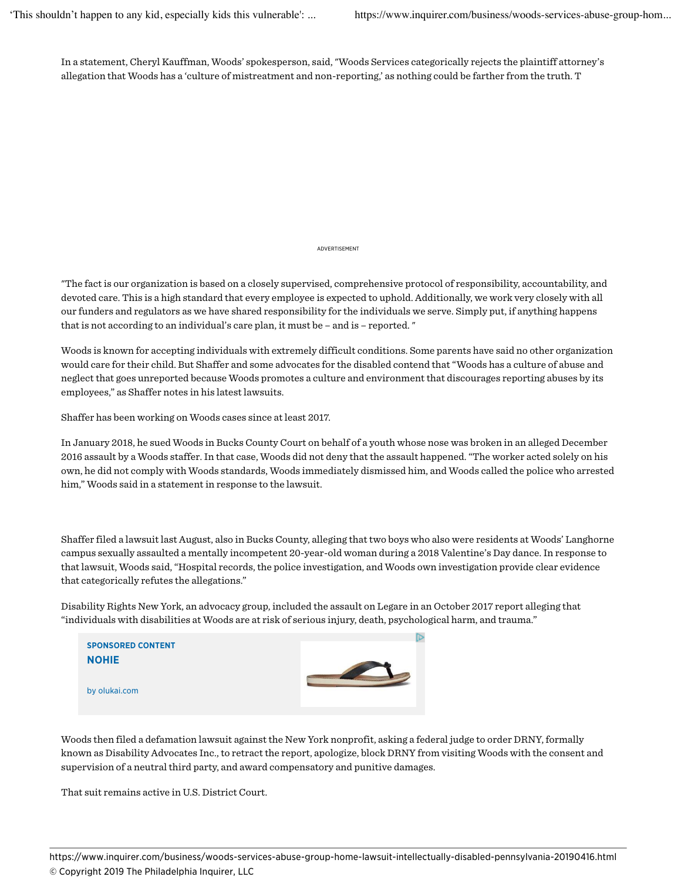In a statement, Cheryl Kauffman, Woods' spokesperson, said, "Woods Services categorically rejects the plaintiff attorney's allegation that Woods has a 'culture of mistreatment and non-reporting,' as nothing could be farther from the truth. T

"The fact is our organization is based on a closely supervised, comprehensive protocol of responsibility, accountability, and devoted care. This is a high standard that every employee is expected to uphold. Additionally, we work very closely with all our funders and regulators as we have shared responsibility for the individuals we serve. Simply put, if anything happens that is not according to an individual's care plan, it must be – and is – reported. "

Woods is known for accepting individuals with extremely difficult conditions. Some parents have said no other organization would care for their child. But Shaffer and some advocates for the disabled contend that "Woods has a culture of abuse and neglect that goes unreported because Woods promotes a culture and environment that discourages reporting abuses by its employees," as Shaffer notes in his latest lawsuits.

Shaffer has been working on Woods cases since at least 2017.

In January 2018, he sued Woods in Bucks County Court on behalf of a youth whose nose was broken in an alleged December 2016 assault by a Woods staffer. In that case, Woods did not deny that the assault happened. "The worker acted solely on his own, he did not comply with Woods standards, Woods immediately dismissed him, and Woods called the police who arrested him," Woods said in a statement in response to the lawsuit.

Shaffer filed a lawsuit last August, also in Bucks County, alleging that two boys who also were residents at Woods' Langhorne campus sexually assaulted a mentally incompetent 20-year-old woman during a 2018 Valentine's Day dance. In response to that lawsuit, Woods said, "Hospital records, the police investigation, and Woods own investigation provide clear evidence that categorically refutes the allegations."

Disability Rights New York, an advocacy group, included the assault on Legare in an October 2017 report alleging that "individuals with disabilities at Woods are at risk of serious injury, death, psychological harm, and trauma."

Woods then filed a defamation lawsuit against the New York nonprofit, asking a federal judge to order DRNY, formally known as Disability Advocates Inc., to retract the report, apologize, block DRNY from visiting Woods with the consent and supervision of a neutral third party, and award compensatory and punitive damages.

That suit remains active in U.S. District Court.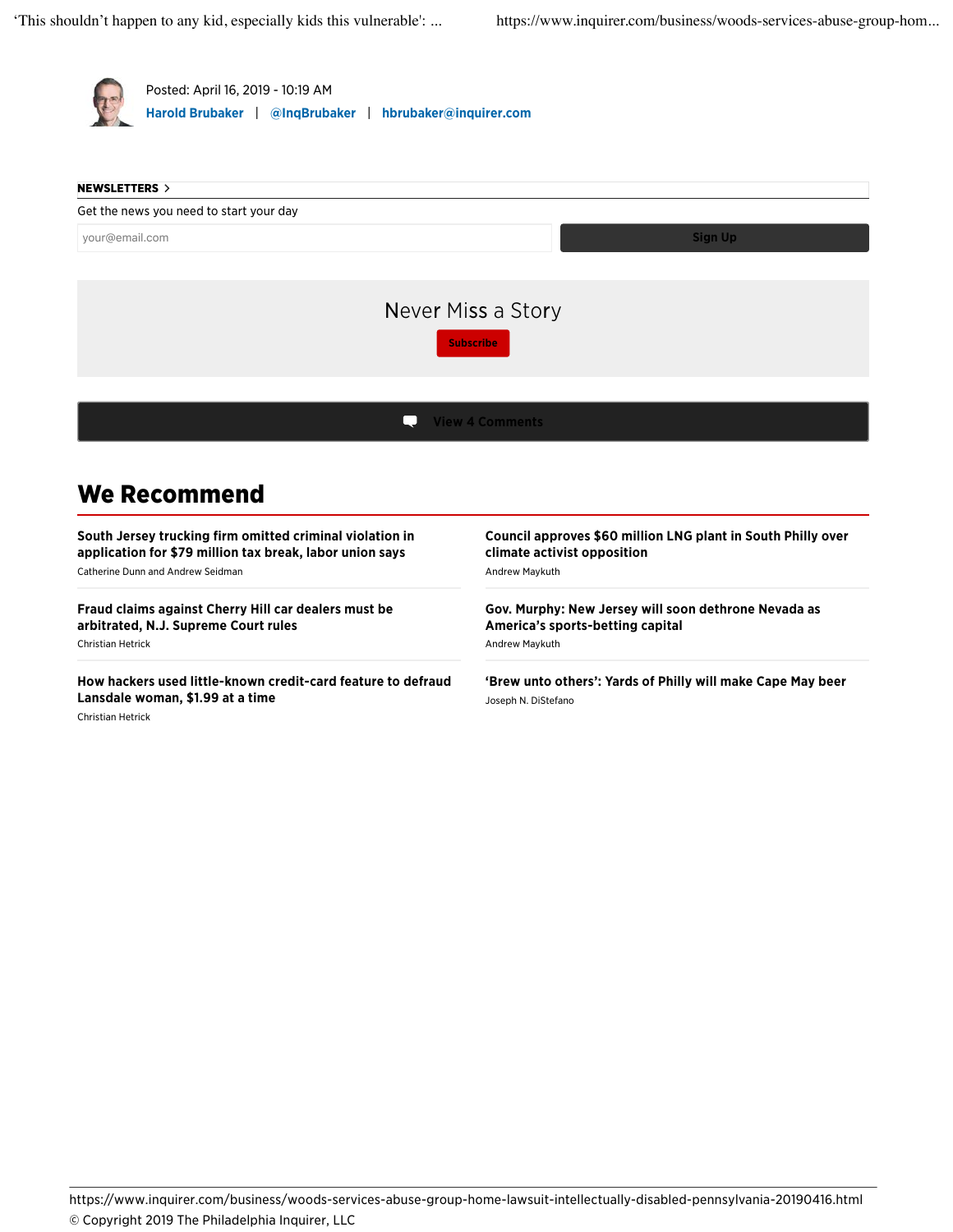Posted: April 16, 2019 - 10:19 AM

**Harold Brubaker** | **@InqBrubaker** | **hbrubaker@inquirer.com**

**NEWSLETTERS >**

Get the news you need to start your day

your@email.com

Sign Up

Never Miss a Story

Subscribe

View 4 Comments

## We Recommend

**South Jersey trucking firm omitted criminal violation in application for $79 million tax break, labor union says**
Catherine Dunn and Andrew Seidman

**Fraud claims against Cherry Hill car dealers must be arbitrated, N.J. Supreme Court rules**
Christian Hetrick

**How hackers used little-known credit-card feature to defraud Lansdale woman, $1.99 at a time**
Christian Hetrick

**Council approves $60 million LNG plant in South Philly over climate activist opposition**
Andrew Maykuth

**Gov. Murphy: New Jersey will soon dethrone Nevada as America's sports-betting capital**
Andrew Maykuth

**'Brew unto others': Yards of Philly will make Cape May beer**
Joseph N. DiStefano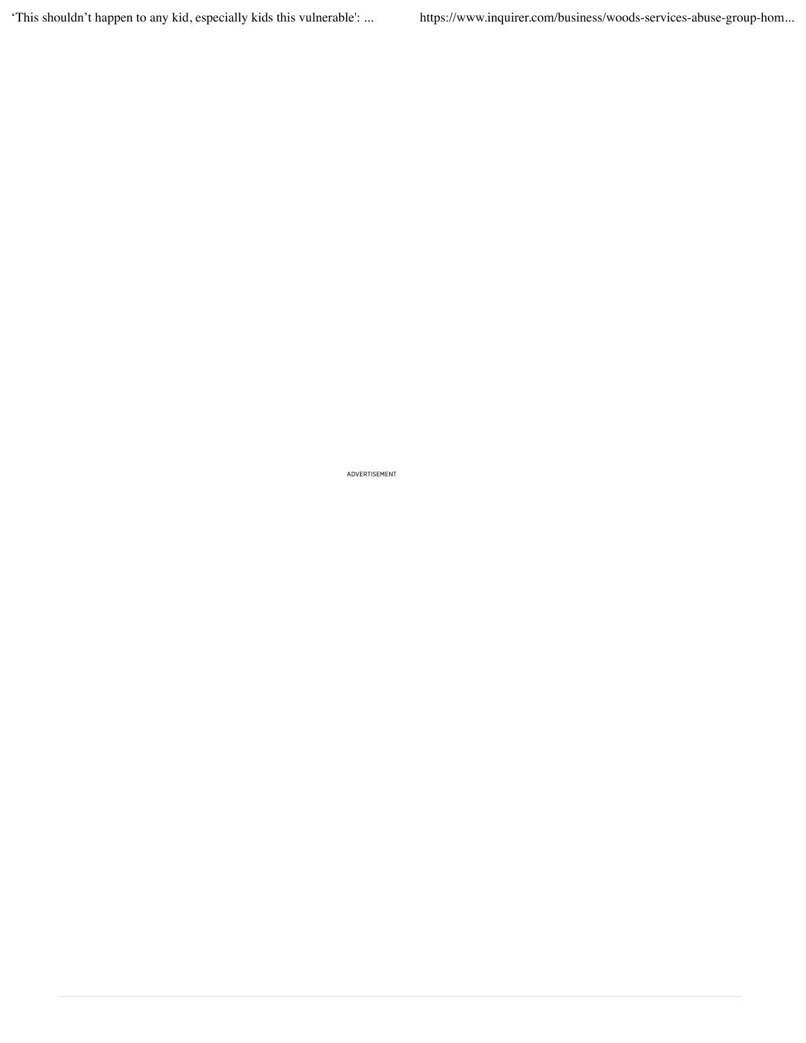ADVERTISEMENT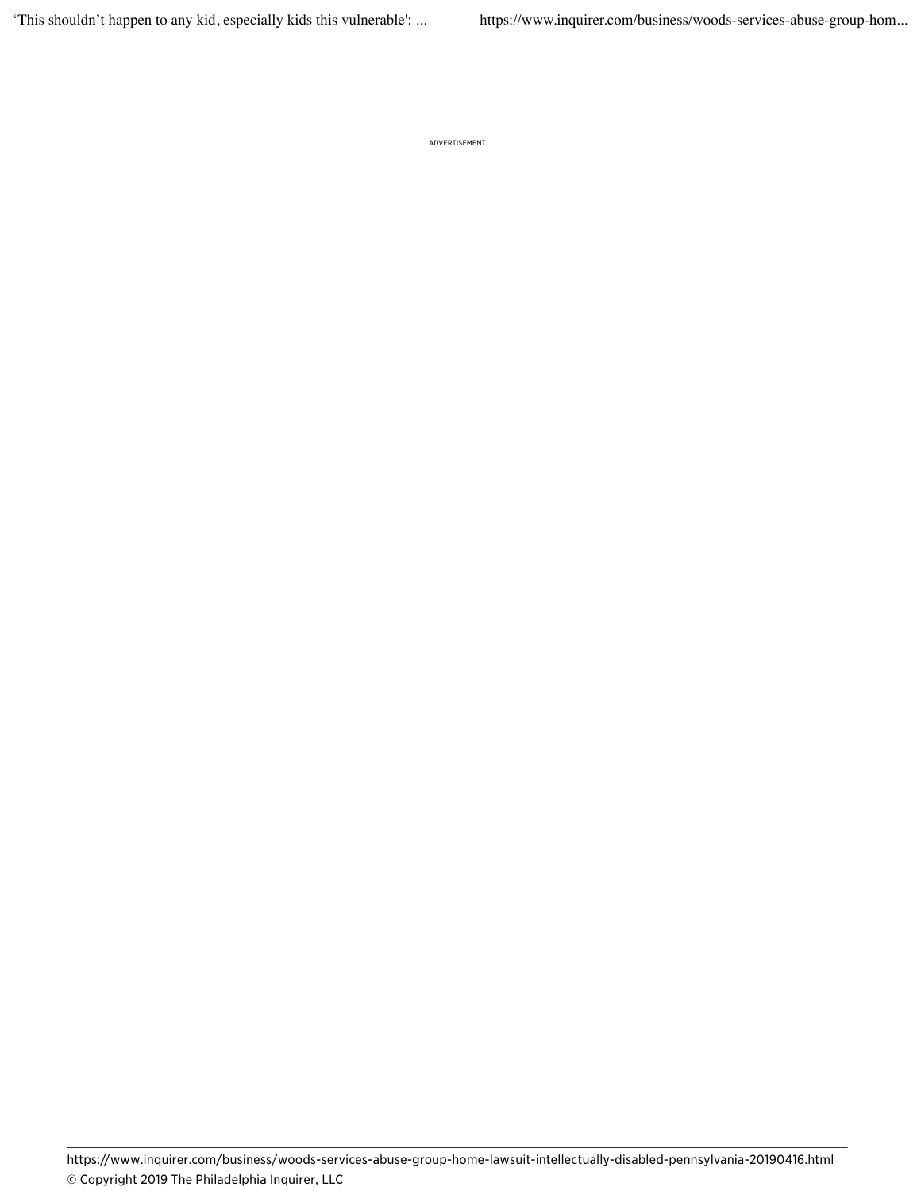ADVERTISEMENT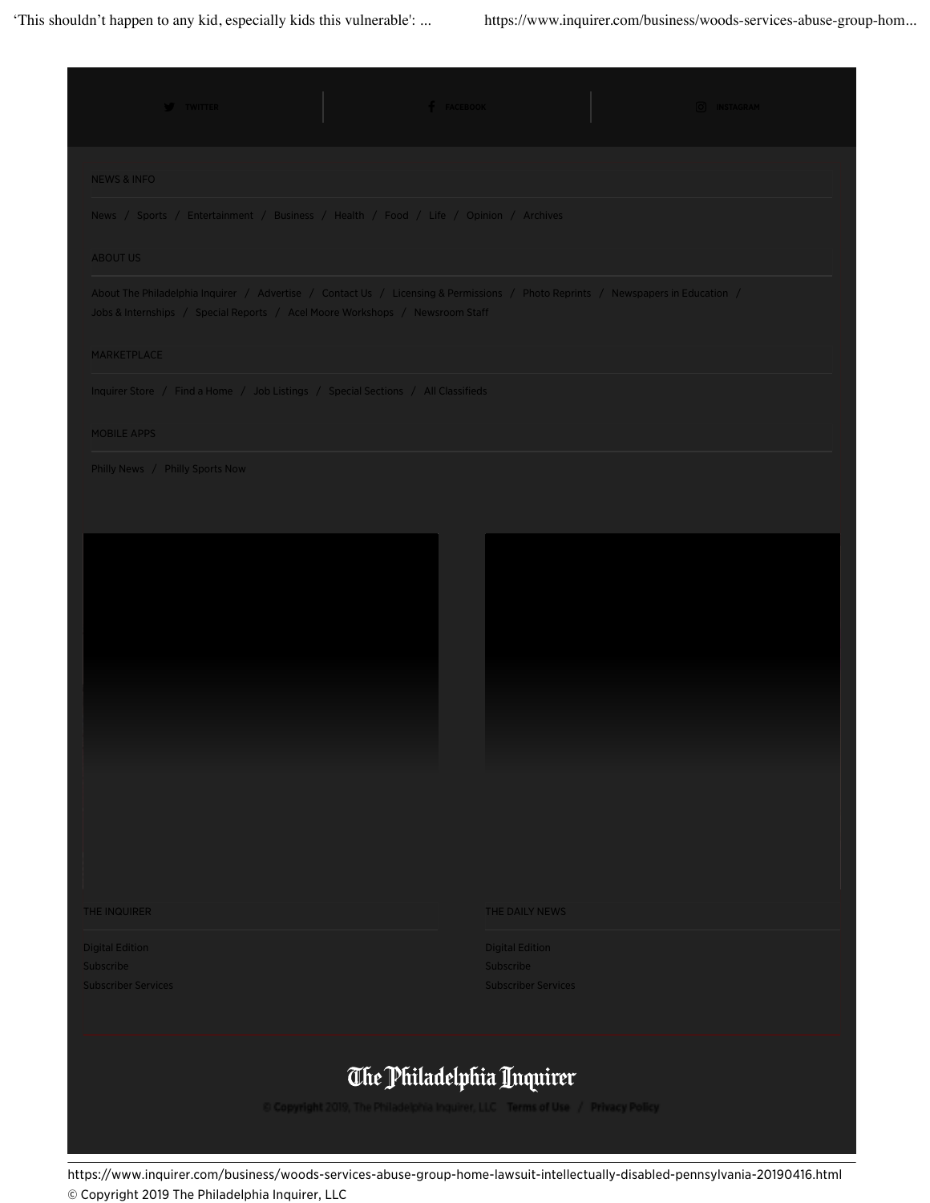TWITTER | FACEBOOK | INSTAGRAM

NEWS & INFO

News / Sports / Entertainment / Business / Health / Food / Life / Opinion / Archives

ABOUT US

About The Philadelphia Inquirer / Advertise / Contact Us / Licensing & Permissions / Photo Reprints / Newspapers in Education / Jobs & Internships / Special Reports / Acel Moore Workshops / Newsroom Staff

MARKETPLACE

Inquirer Store / Find a Home / Job Listings / Special Sections / All Classifieds

MOBILE APPS

Philly News / Philly Sports Now

THE INQUIRER

Digital Edition
Subscribe
Subscriber Services

THE DAILY NEWS

Digital Edition
Subscribe
Subscriber Services

The Philadelphia Inquirer

© Copyright 2019, The Philadelphia Inquirer, LLC Terms of Use / Privacy Policy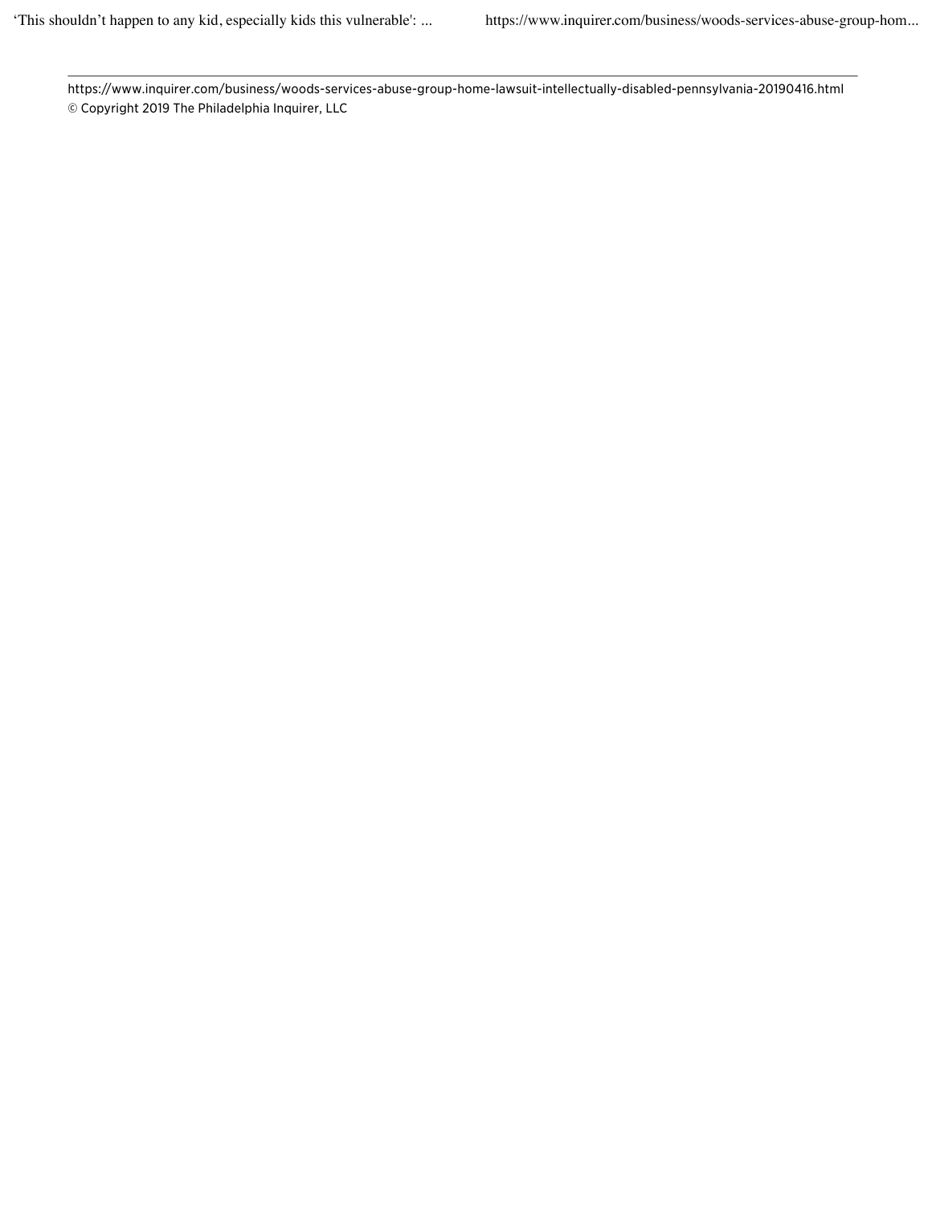https://www.inquirer.com/business/woods-services-abuse-group-home-lawsuit-intellectually-disabled-pennsylvania-20190416.html
© Copyright 2019 The Philadelphia Inquirer, LLC